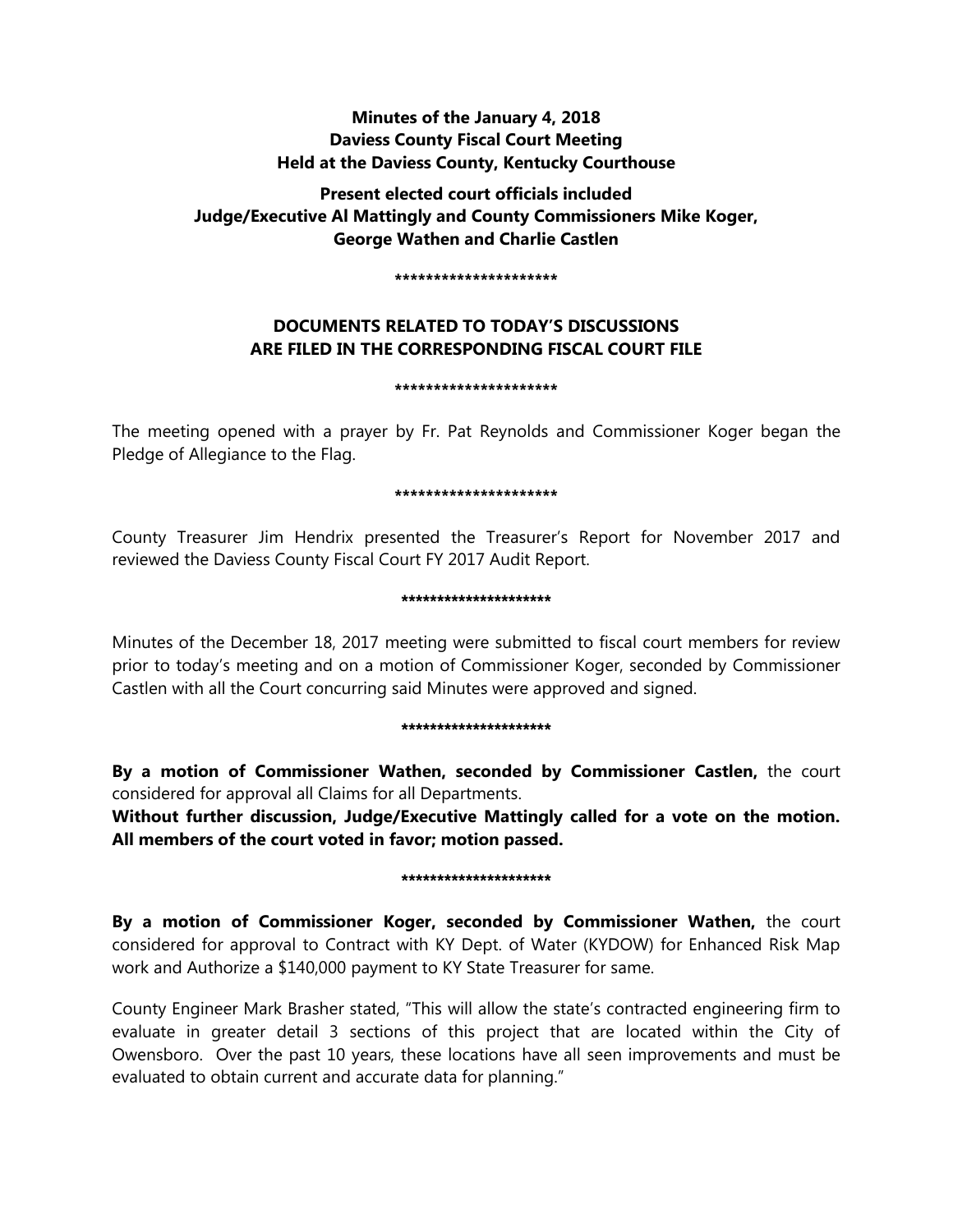**Minutes of the January 4, 2018**
**Daviess County Fiscal Court Meeting**
**Held at the Daviess County, Kentucky Courthouse**

**Present elected court officials included**
**Judge/Executive Al Mattingly and County Commissioners Mike Koger, George Wathen and Charlie Castlen**

*********************

**DOCUMENTS RELATED TO TODAY'S DISCUSSIONS ARE FILED IN THE CORRESPONDING FISCAL COURT FILE**

*********************

The meeting opened with a prayer by Fr. Pat Reynolds and Commissioner Koger began the Pledge of Allegiance to the Flag.

*********************

County Treasurer Jim Hendrix presented the Treasurer's Report for November 2017 and reviewed the Daviess County Fiscal Court FY 2017 Audit Report.

*********************

Minutes of the December 18, 2017 meeting were submitted to fiscal court members for review prior to today's meeting and on a motion of Commissioner Koger, seconded by Commissioner Castlen with all the Court concurring said Minutes were approved and signed.

*********************

**By a motion of Commissioner Wathen, seconded by Commissioner Castlen,** the court considered for approval all Claims for all Departments.
**Without further discussion, Judge/Executive Mattingly called for a vote on the motion. All members of the court voted in favor; motion passed.**

*********************

**By a motion of Commissioner Koger, seconded by Commissioner Wathen,** the court considered for approval to Contract with KY Dept. of Water (KYDOW) for Enhanced Risk Map work and Authorize a $140,000 payment to KY State Treasurer for same.

County Engineer Mark Brasher stated, "This will allow the state's contracted engineering firm to evaluate in greater detail 3 sections of this project that are located within the City of Owensboro. Over the past 10 years, these locations have all seen improvements and must be evaluated to obtain current and accurate data for planning."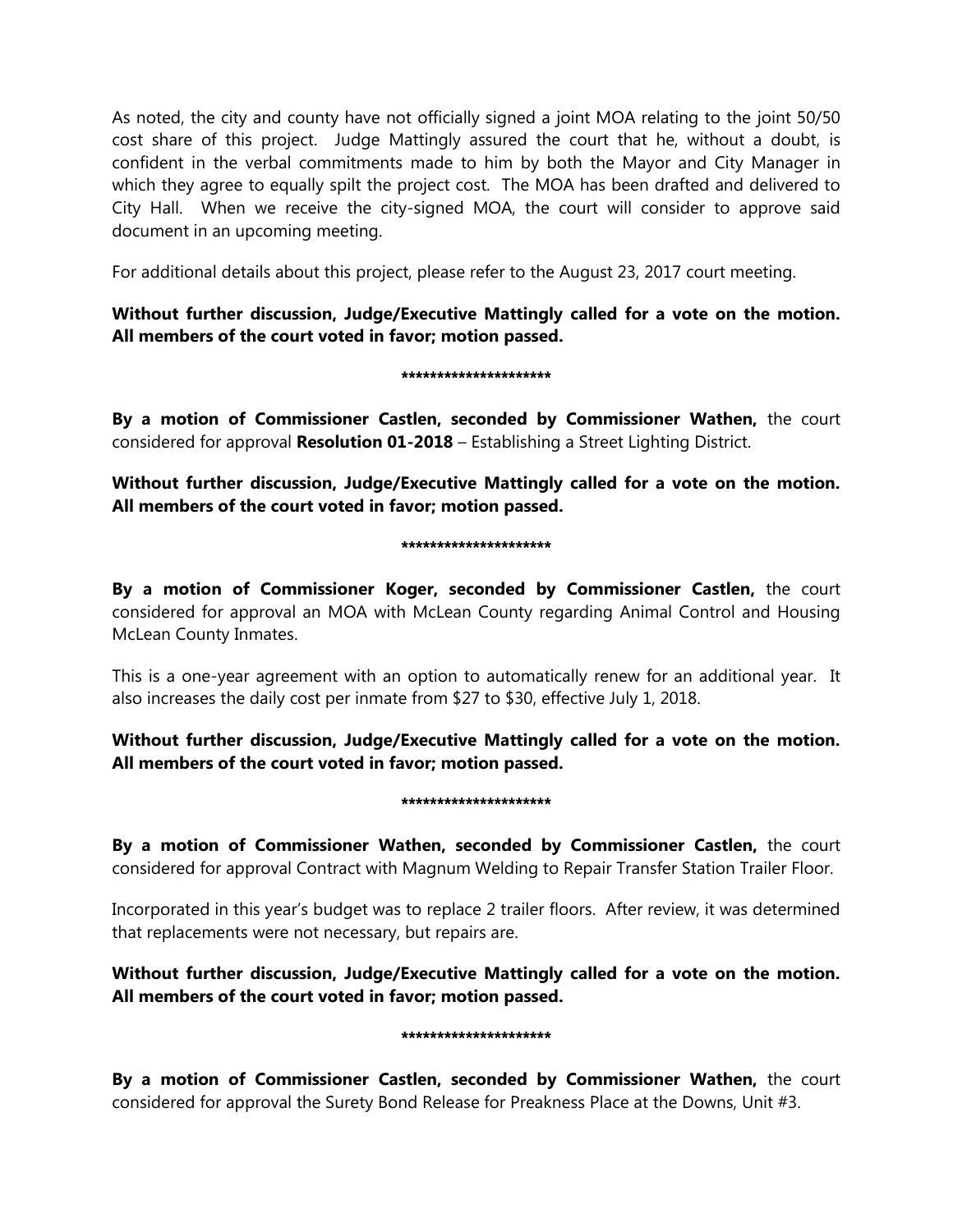As noted, the city and county have not officially signed a joint MOA relating to the joint 50/50 cost share of this project. Judge Mattingly assured the court that he, without a doubt, is confident in the verbal commitments made to him by both the Mayor and City Manager in which they agree to equally spilt the project cost. The MOA has been drafted and delivered to City Hall. When we receive the city-signed MOA, the court will consider to approve said document in an upcoming meeting.

For additional details about this project, please refer to the August 23, 2017 court meeting.

**Without further discussion, Judge/Executive Mattingly called for a vote on the motion. All members of the court voted in favor; motion passed.**

*********************

**By a motion of Commissioner Castlen, seconded by Commissioner Wathen,** the court considered for approval **Resolution 01-2018** – Establishing a Street Lighting District.

**Without further discussion, Judge/Executive Mattingly called for a vote on the motion. All members of the court voted in favor; motion passed.**

*********************

**By a motion of Commissioner Koger, seconded by Commissioner Castlen,** the court considered for approval an MOA with McLean County regarding Animal Control and Housing McLean County Inmates.

This is a one-year agreement with an option to automatically renew for an additional year. It also increases the daily cost per inmate from $27 to $30, effective July 1, 2018.

**Without further discussion, Judge/Executive Mattingly called for a vote on the motion. All members of the court voted in favor; motion passed.**

*********************

**By a motion of Commissioner Wathen, seconded by Commissioner Castlen,** the court considered for approval Contract with Magnum Welding to Repair Transfer Station Trailer Floor.

Incorporated in this year's budget was to replace 2 trailer floors. After review, it was determined that replacements were not necessary, but repairs are.

**Without further discussion, Judge/Executive Mattingly called for a vote on the motion. All members of the court voted in favor; motion passed.**

*********************

**By a motion of Commissioner Castlen, seconded by Commissioner Wathen,** the court considered for approval the Surety Bond Release for Preakness Place at the Downs, Unit #3.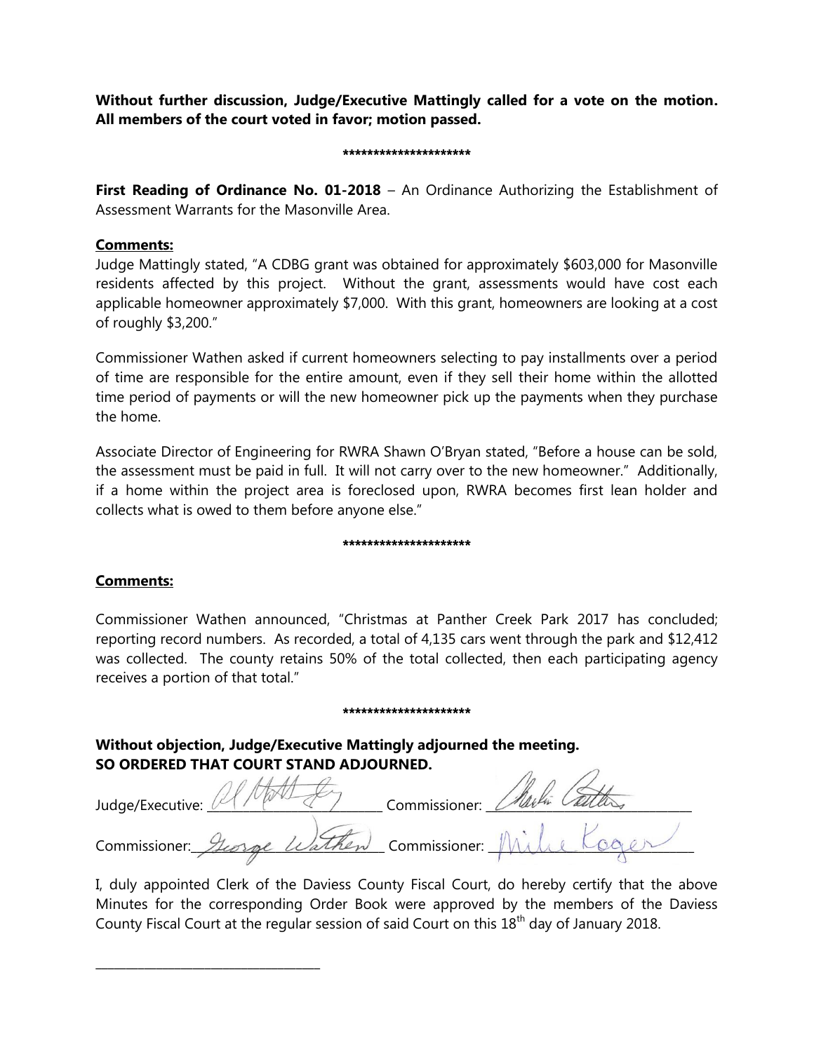**Without further discussion, Judge/Executive Mattingly called for a vote on the motion. All members of the court voted in favor; motion passed.**

*********************

**First Reading of Ordinance No. 01-2018** – An Ordinance Authorizing the Establishment of Assessment Warrants for the Masonville Area.

**Comments:**

Judge Mattingly stated, "A CDBG grant was obtained for approximately $603,000 for Masonville residents affected by this project. Without the grant, assessments would have cost each applicable homeowner approximately $7,000. With this grant, homeowners are looking at a cost of roughly $3,200."

Commissioner Wathen asked if current homeowners selecting to pay installments over a period of time are responsible for the entire amount, even if they sell their home within the allotted time period of payments or will the new homeowner pick up the payments when they purchase the home.

Associate Director of Engineering for RWRA Shawn O'Bryan stated, "Before a house can be sold, the assessment must be paid in full. It will not carry over to the new homeowner." Additionally, if a home within the project area is foreclosed upon, RWRA becomes first lean holder and collects what is owed to them before anyone else."

*********************

**Comments:**

Commissioner Wathen announced, "Christmas at Panther Creek Park 2017 has concluded; reporting record numbers. As recorded, a total of 4,135 cars went through the park and $12,412 was collected. The county retains 50% of the total collected, then each participating agency receives a portion of that total."

*********************

**Without objection, Judge/Executive Mattingly adjourned the meeting.**
**SO ORDERED THAT COURT STAND ADJOURNED.**

Judge/Executive: ______________________ Commissioner: ______________________

Commissioner: George Wathen Commissioner: Mike Koger

I, duly appointed Clerk of the Daviess County Fiscal Court, do hereby certify that the above Minutes for the corresponding Order Book were approved by the members of the Daviess County Fiscal Court at the regular session of said Court on this 18th day of January 2018.

______________________________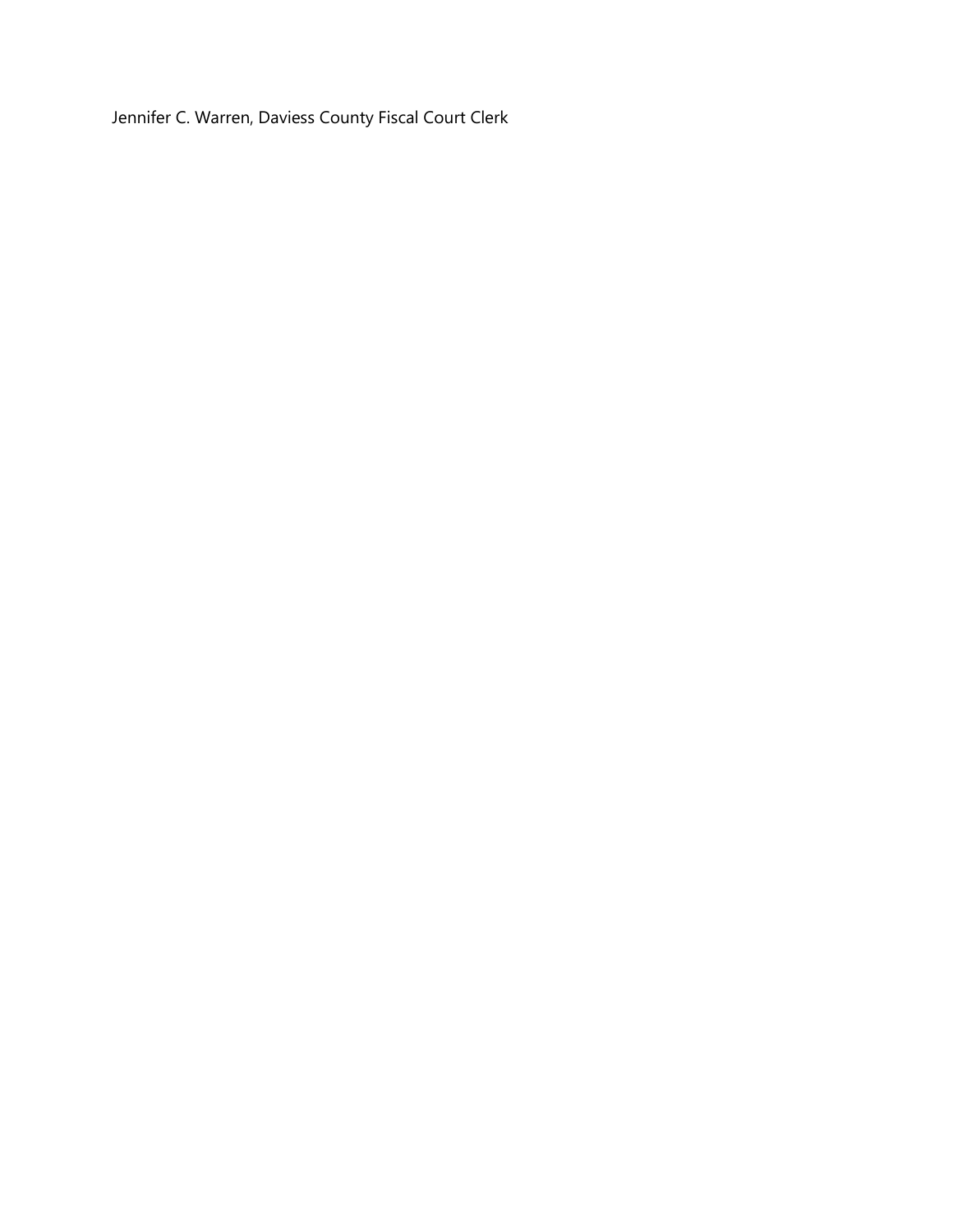Jennifer C. Warren, Daviess County Fiscal Court Clerk